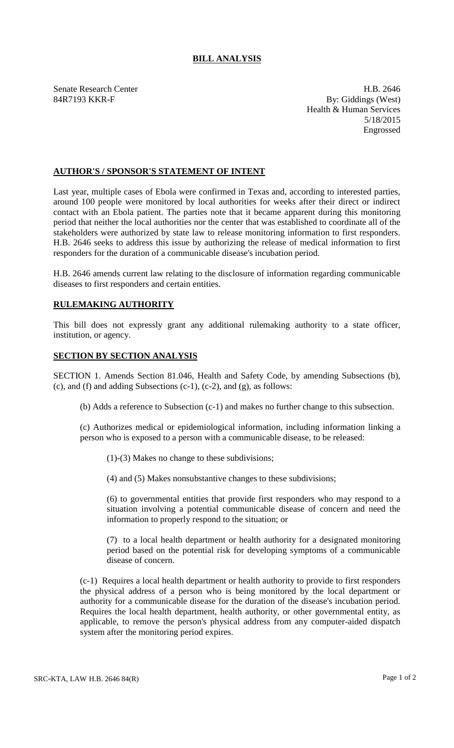# BILL ANALYSIS

Senate Research Center
84R7193 KKR-F

H.B. 2646
By: Giddings (West)
Health & Human Services
5/18/2015
Engrossed

## AUTHOR'S / SPONSOR'S STATEMENT OF INTENT

Last year, multiple cases of Ebola were confirmed in Texas and, according to interested parties, around 100 people were monitored by local authorities for weeks after their direct or indirect contact with an Ebola patient. The parties note that it became apparent during this monitoring period that neither the local authorities nor the center that was established to coordinate all of the stakeholders were authorized by state law to release monitoring information to first responders. H.B. 2646 seeks to address this issue by authorizing the release of medical information to first responders for the duration of a communicable disease's incubation period.

H.B. 2646 amends current law relating to the disclosure of information regarding communicable diseases to first responders and certain entities.

## RULEMAKING AUTHORITY

This bill does not expressly grant any additional rulemaking authority to a state officer, institution, or agency.

## SECTION BY SECTION ANALYSIS

SECTION 1. Amends Section 81.046, Health and Safety Code, by amending Subsections (b), (c), and (f) and adding Subsections (c-1), (c-2), and (g), as follows:

(b) Adds a reference to Subsection (c-1) and makes no further change to this subsection.

(c) Authorizes medical or epidemiological information, including information linking a person who is exposed to a person with a communicable disease, to be released:

(1)-(3) Makes no change to these subdivisions;

(4) and (5) Makes nonsubstantive changes to these subdivisions;

(6) to governmental entities that provide first responders who may respond to a situation involving a potential communicable disease of concern and need the information to properly respond to the situation; or

(7) to a local health department or health authority for a designated monitoring period based on the potential risk for developing symptoms of a communicable disease of concern.

(c-1) Requires a local health department or health authority to provide to first responders the physical address of a person who is being monitored by the local department or authority for a communicable disease for the duration of the disease's incubation period. Requires the local health department, health authority, or other governmental entity, as applicable, to remove the person's physical address from any computer-aided dispatch system after the monitoring period expires.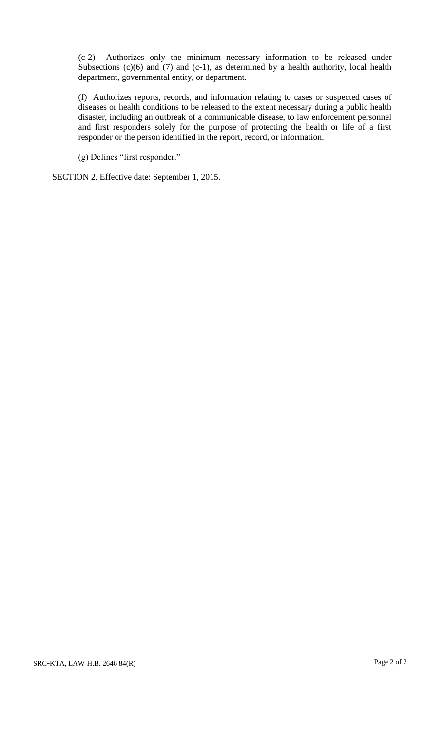(c-2) Authorizes only the minimum necessary information to be released under Subsections (c)(6) and (7) and (c-1), as determined by a health authority, local health department, governmental entity, or department.

(f) Authorizes reports, records, and information relating to cases or suspected cases of diseases or health conditions to be released to the extent necessary during a public health disaster, including an outbreak of a communicable disease, to law enforcement personnel and first responders solely for the purpose of protecting the health or life of a first responder or the person identified in the report, record, or information.

(g) Defines "first responder."

SECTION 2. Effective date: September 1, 2015.